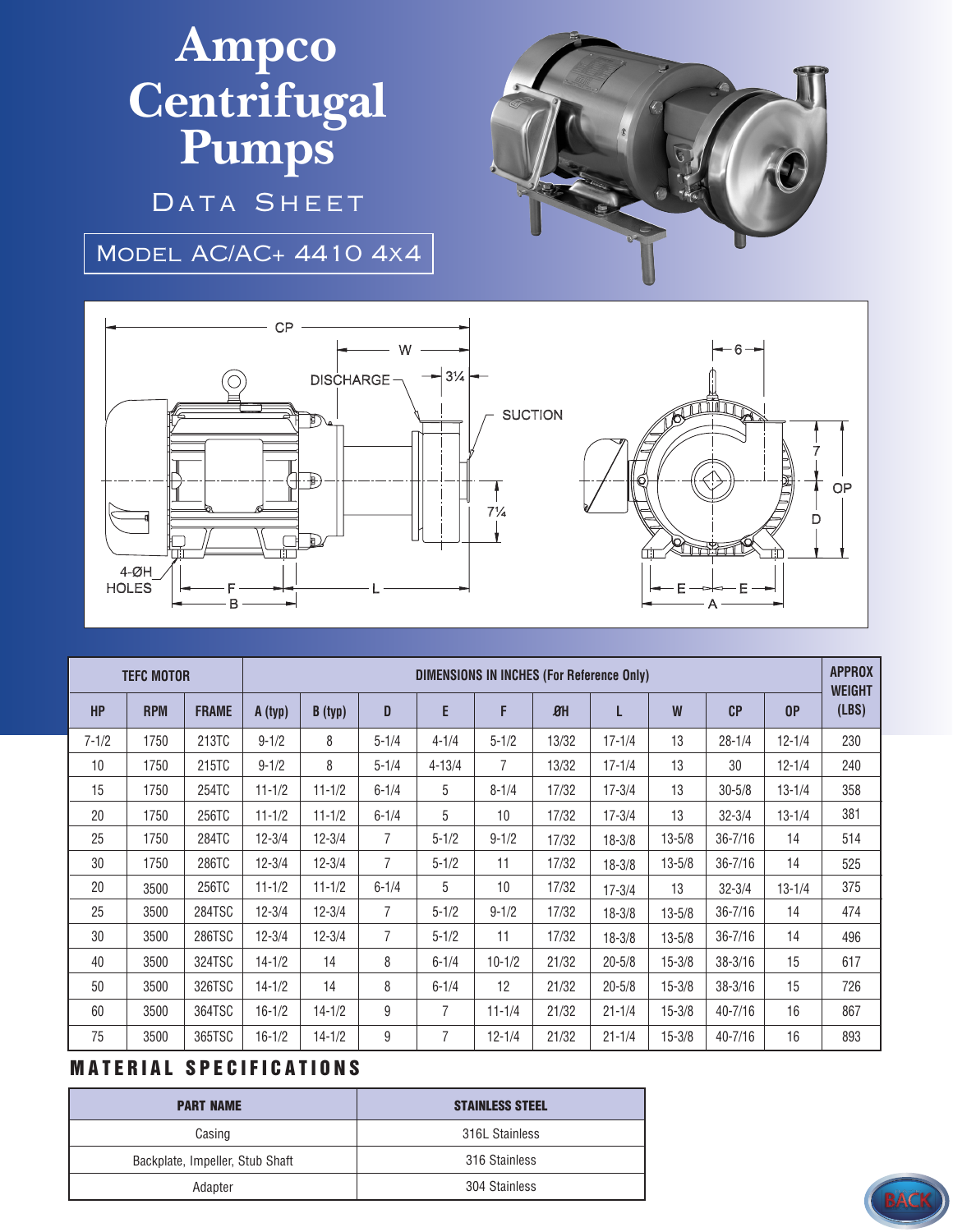# Ampco Centrifugal Pumps

## Data Sheet

### Model AC/AC+ 4410 4x4

| TEFC MOTOR | | | DIMENSIONS IN INCHES (For Reference Only) | | | | | | | | | | | APPROX WEIGHT (LBS) |
|---|---|---|---|---|---|---|---|---|---|---|---|---|---|---|
| HP | RPM | FRAME | A (typ) | B (typ) | D | E | F | ØH | L | W | CP | OP | | |
| 7-1/2 | 1750 | 213TC | 9-1/2 | 8 | 5-1/4 | 4-1/4 | 5-1/2 | 13/32 | 17-1/4 | 13 | 28-1/4 | 12-1/4 | | 230 |
| 10 | 1750 | 215TC | 9-1/2 | 8 | 5-1/4 | 4-13/4 | 7 | 13/32 | 17-1/4 | 13 | 30 | 12-1/4 | | 240 |
| 15 | 1750 | 254TC | 11-1/2 | 11-1/2 | 6-1/4 | 5 | 8-1/4 | 17/32 | 17-3/4 | 13 | 30-5/8 | 13-1/4 | | 358 |
| 20 | 1750 | 256TC | 11-1/2 | 11-1/2 | 6-1/4 | 5 | 10 | 17/32 | 17-3/4 | 13 | 32-3/4 | 13-1/4 | | 381 |
| 25 | 1750 | 284TC | 12-3/4 | 12-3/4 | 7 | 5-1/2 | 9-1/2 | 17/32 | 18-3/8 | 13-5/8 | 36-7/16 | 14 | | 514 |
| 30 | 1750 | 286TC | 12-3/4 | 12-3/4 | 7 | 5-1/2 | 11 | 17/32 | 18-3/8 | 13-5/8 | 36-7/16 | 14 | | 525 |
| 20 | 3500 | 256TC | 11-1/2 | 11-1/2 | 6-1/4 | 5 | 10 | 17/32 | 17-3/4 | 13 | 32-3/4 | 13-1/4 | | 375 |
| 25 | 3500 | 284TSC | 12-3/4 | 12-3/4 | 7 | 5-1/2 | 9-1/2 | 17/32 | 18-3/8 | 13-5/8 | 36-7/16 | 14 | | 474 |
| 30 | 3500 | 286TSC | 12-3/4 | 12-3/4 | 7 | 5-1/2 | 11 | 17/32 | 18-3/8 | 13-5/8 | 36-7/16 | 14 | | 496 |
| 40 | 3500 | 324TSC | 14-1/2 | 14 | 8 | 6-1/4 | 10-1/2 | 21/32 | 20-5/8 | 15-3/8 | 38-3/16 | 15 | | 617 |
| 50 | 3500 | 326TSC | 14-1/2 | 14 | 8 | 6-1/4 | 12 | 21/32 | 20-5/8 | 15-3/8 | 38-3/16 | 15 | | 726 |
| 60 | 3500 | 364TSC | 16-1/2 | 14-1/2 | 9 | 7 | 11-1/4 | 21/32 | 21-1/4 | 15-3/8 | 40-7/16 | 16 | | 867 |
| 75 | 3500 | 365TSC | 16-1/2 | 14-1/2 | 9 | 7 | 12-1/4 | 21/32 | 21-1/4 | 15-3/8 | 40-7/16 | 16 | | 893 |

## MATERIAL SPECIFICATIONS

| PART NAME | STAINLESS STEEL |
|---|---|
| Casing | 316L Stainless |
| Backplate, Impeller, Stub Shaft | 316 Stainless |
| Adapter | 304 Stainless |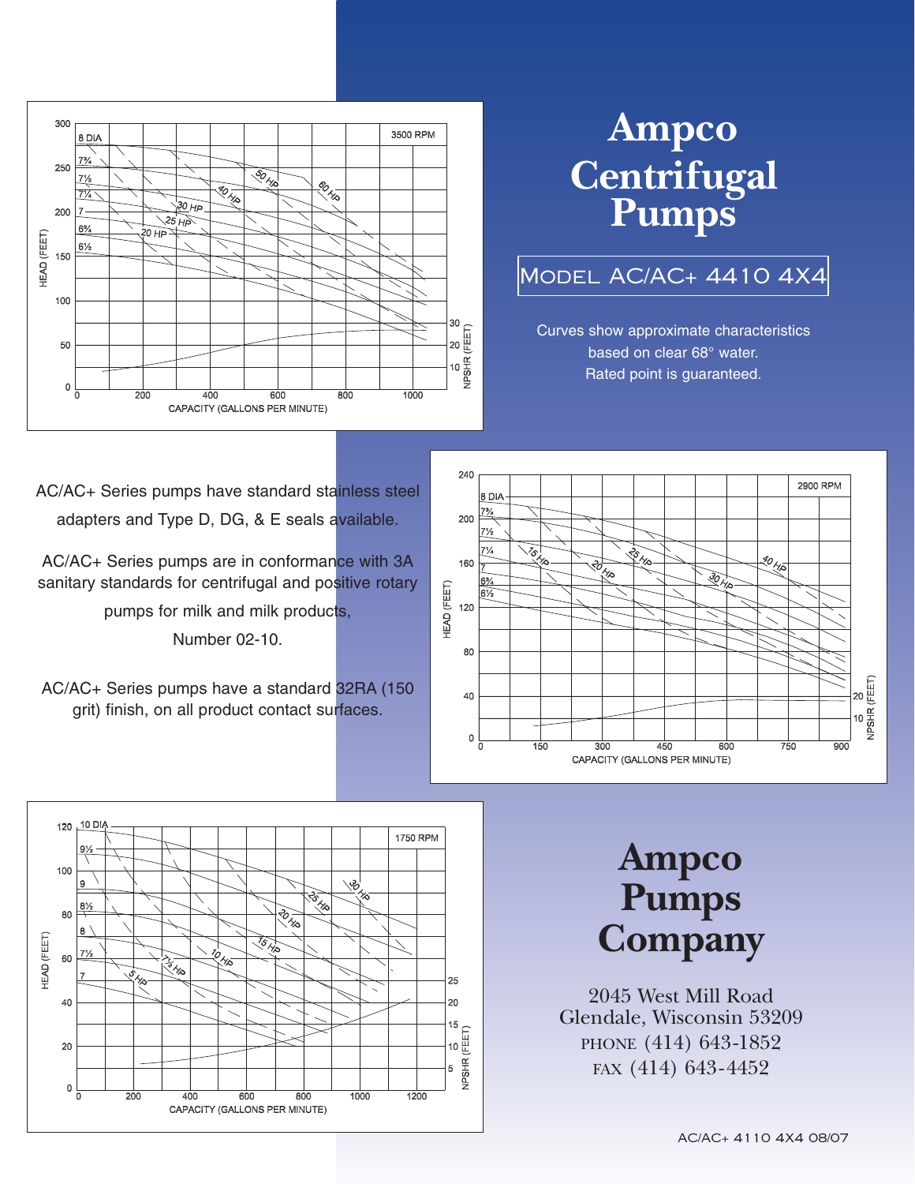300
8 DIA
3500 RPM
7¾
7½
7¼
7
6¾
6½
250
200
150
100
50
0
HEAD (FEET)
50 HP
60 HP
40 HP
30 HP
25 HP
20 HP
30
20
10
NPSHR (FEET)
0
200
400
600
800
1000
CAPACITY (GALLONS PER MINUTE)

# Ampco Centrifugal Pumps

## Model AC/AC+ 4410 4X4

Curves show approximate characteristics based on clear 68° water. Rated point is guaranteed.

AC/AC+ Series pumps have standard stainless steel adapters and Type D, DG, & E seals available.

AC/AC+ Series pumps are in conformance with 3A sanitary standards for centrifugal and positive rotary pumps for milk and milk products, Number 02-10.

AC/AC+ Series pumps have a standard 32RA (150 grit) finish, on all product contact surfaces.

240
8 DIA
2900 RPM
7¾
7½
7¼
7
6¾
6½
200
160
120
80
40
0
HEAD (FEET)
15 HP
20 HP
25 HP
30 HP
40 HP
20
10
NPSHR (FEET)
0
150
300
450
600
750
900
CAPACITY (GALLONS PER MINUTE)

120
10 DIA
1750 RPM
9½
9
8½
8
7½
7
100
80
60
40
20
0
HEAD (FEET)
30 HP
25 HP
20 HP
15 HP
10 HP
7½ HP
5 HP
25
20
15
10
5
NPSHR (FEET)
0
200
400
600
800
1000
1200
CAPACITY (GALLONS PER MINUTE)

# Ampco Pumps Company

2045 West Mill Road
Glendale, Wisconsin 53209
PHONE (414) 643-1852
FAX (414) 643-4452

AC/AC+ 4110 4X4 08/07